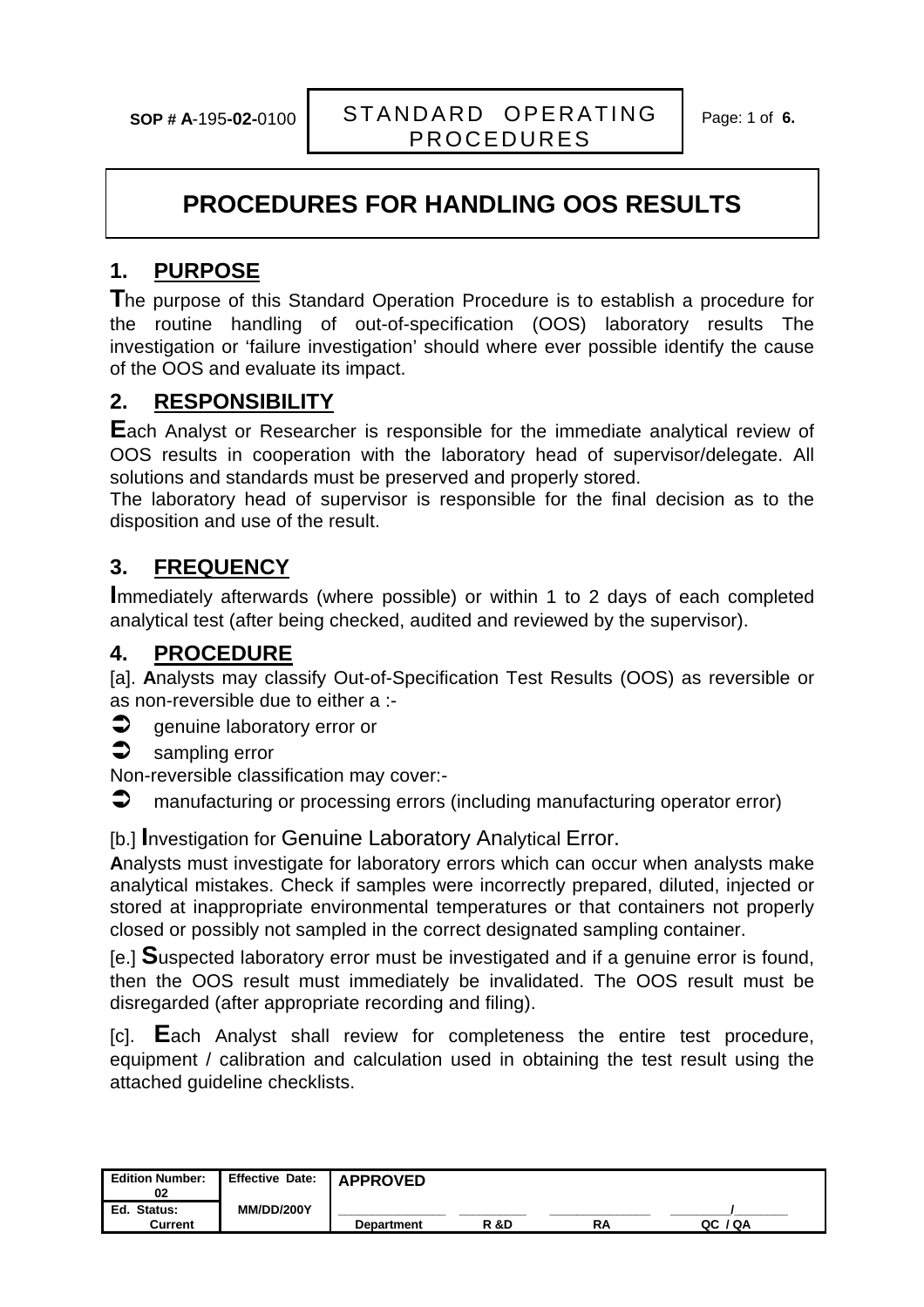# PROCEDURES FOR HANDLING OOS RESULTS

## 1. PURPOSE

The purpose of this Standard Operation Procedure is to establish a procedure for the routine handling of out-of-specification (OOS) laboratory results The investigation or 'failure investigation' should where ever possible identify the cause of the OOS and evaluate its impact.

## 2. RESPONSIBILITY

Each Analyst or Researcher is responsible for the immediate analytical review of OOS results in cooperation with the laboratory head of supervisor/delegate. All solutions and standards must be preserved and properly stored.

The laboratory head of supervisor is responsible for the final decision as to the disposition and use of the result.

## 3. FREQUENCY

Immediately afterwards (where possible) or within 1 to 2 days of each completed analytical test (after being checked, audited and reviewed by the supervisor).

## 4. PROCEDURE

[a]. **A**nalysts may classify Out-of-Specification Test Results (OOS) as reversible or as non-reversible due to either a :-

- genuine laboratory error or
- sampling error

Non-reversible classification may cover:-

- manufacturing or processing errors (including manufacturing operator error)

[b.] **I**nvestigation for Genuine Laboratory Analytical Error.

**A**nalysts must investigate for laboratory errors which can occur when analysts make analytical mistakes. Check if samples were incorrectly prepared, diluted, injected or stored at inappropriate environmental temperatures or that containers not properly closed or possibly not sampled in the correct designated sampling container.

[e.] **S**uspected laboratory error must be investigated and if a genuine error is found, then the OOS result must immediately be invalidated. The OOS result must be disregarded (after appropriate recording and filing).

[c]. **E**ach Analyst shall review for completeness the entire test procedure, equipment / calibration and calculation used in obtaining the test result using the attached guideline checklists.

| Edition Number: 02 | Effective Date: | APPROVED | | | |
|---|---|---|---|---|---|
| Ed. Status: Current | MM/DD/200Y | Department | R &D | RA | QC / QA |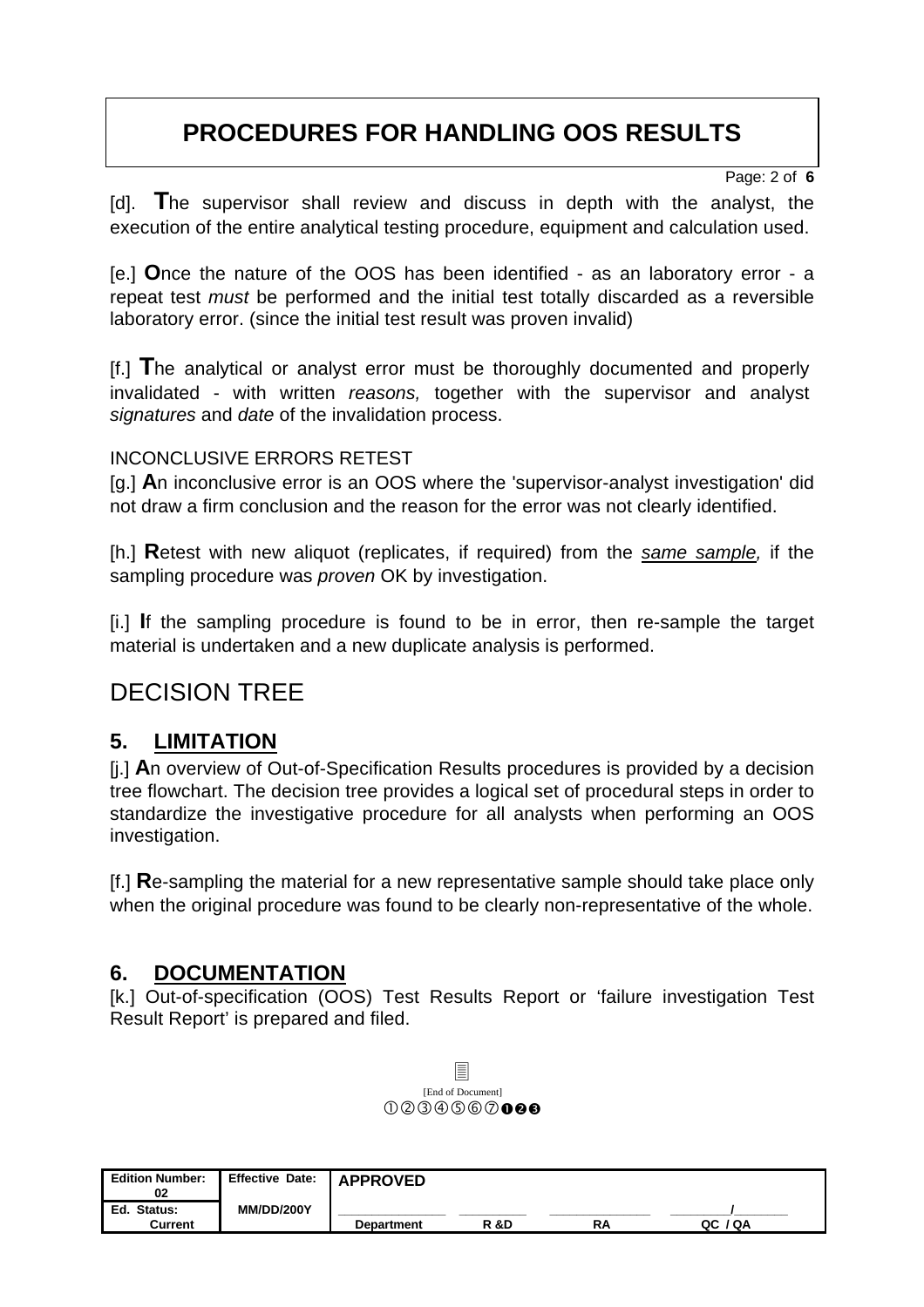[d]. **T**he supervisor shall review and discuss in depth with the analyst, the execution of the entire analytical testing procedure, equipment and calculation used.

[e.] **O**nce the nature of the OOS has been identified - as an laboratory error - a repeat test *must* be performed and the initial test totally discarded as a reversible laboratory error. (since the initial test result was proven invalid)

[f.] **T**he analytical or analyst error must be thoroughly documented and properly invalidated - with written *reasons,* together with the supervisor and analyst *signatures* and *date* of the invalidation process.

INCONCLUSIVE ERRORS RETEST

[g.] **A**n inconclusive error is an OOS where the 'supervisor-analyst investigation' did not draw a firm conclusion and the reason for the error was not clearly identified.

[h.] **R**etest with new aliquot (replicates, if required) from the *same sample,* if the sampling procedure was *proven* OK by investigation.

[i.] **I**f the sampling procedure is found to be in error, then re-sample the target material is undertaken and a new duplicate analysis is performed.

# DECISION TREE

## 5. LIMITATION

[j.] **A**n overview of Out-of-Specification Results procedures is provided by a decision tree flowchart. The decision tree provides a logical set of procedural steps in order to standardize the investigative procedure for all analysts when performing an OOS investigation.

[f.] **R**e-sampling the material for a new representative sample should take place only when the original procedure was found to be clearly non-representative of the whole.

## 6. DOCUMENTATION

[k.] Out-of-specification (OOS) Test Results Report or 'failure investigation Test Result Report' is prepared and filed.

[End of Document]

①②③④⑤⑥⑦❶❷❸

| Edition Number: 02 | Effective Date: | APPROVED | | | |
|---|---|---|---|---|---|
| Ed. Status: Current | MM/DD/200Y | Department | R &D | RA | QC / QA |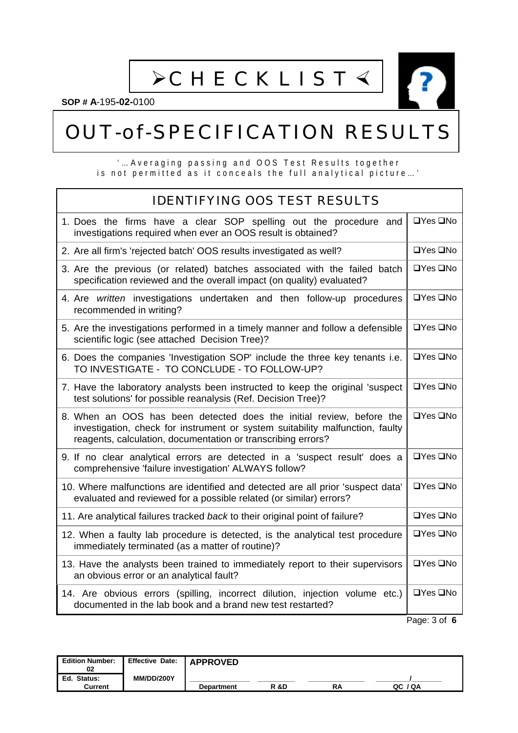# ➢CHECKLIST⊀

**SOP # A**-195-**02**-0100

# OUT-of-SPECIFICATION RESULTS

'…Averaging passing and OOS Test Results together is not permitted as it conceals the full analytical picture…'

| IDENTIFYING OOS TEST RESULTS | |
|---|---|
| 1. Does the firms have a clear SOP spelling out the procedure and investigations required when ever an OOS result is obtained? | ❑Yes ❑No |
| 2. Are all firm's 'rejected batch' OOS results investigated as well? | ❑Yes ❑No |
| 3. Are the previous (or related) batches associated with the failed batch specification reviewed and the overall impact (on quality) evaluated? | ❑Yes ❑No |
| 4. Are *written* investigations undertaken and then follow-up procedures recommended in writing? | ❑Yes ❑No |
| 5. Are the investigations performed in a timely manner and follow a defensible scientific logic (see attached Decision Tree)? | ❑Yes ❑No |
| 6. Does the companies 'Investigation SOP' include the three key tenants i.e. TO INVESTIGATE - TO CONCLUDE - TO FOLLOW-UP? | ❑Yes ❑No |
| 7. Have the laboratory analysts been instructed to keep the original 'suspect test solutions' for possible reanalysis (Ref. Decision Tree)? | ❑Yes ❑No |
| 8. When an OOS has been detected does the initial review, before the investigation, check for instrument or system suitability malfunction, faulty reagents, calculation, documentation or transcribing errors? | ❑Yes ❑No |
| 9. If no clear analytical errors are detected in a 'suspect result' does a comprehensive 'failure investigation' ALWAYS follow? | ❑Yes ❑No |
| 10. Where malfunctions are identified and detected are all prior 'suspect data' evaluated and reviewed for a possible related (or similar) errors? | ❑Yes ❑No |
| 11. Are analytical failures tracked *back* to their original point of failure? | ❑Yes ❑No |
| 12. When a faulty lab procedure is detected, is the analytical test procedure immediately terminated (as a matter of routine)? | ❑Yes ❑No |
| 13. Have the analysts been trained to immediately report to their supervisors an obvious error or an analytical fault? | ❑Yes ❑No |
| 14. Are obvious errors (spilling, incorrect dilution, injection volume etc.) documented in the lab book and a brand new test restarted? | ❑Yes ❑No |

| **Edition Number:** 02 | **Effective Date:** | **APPROVED** | | | |
|---|---|---|---|---|---|
| **Ed. Status:** Current | **MM/DD/200Y** | **Department** | **R &D** | **RA** | **QC / QA** |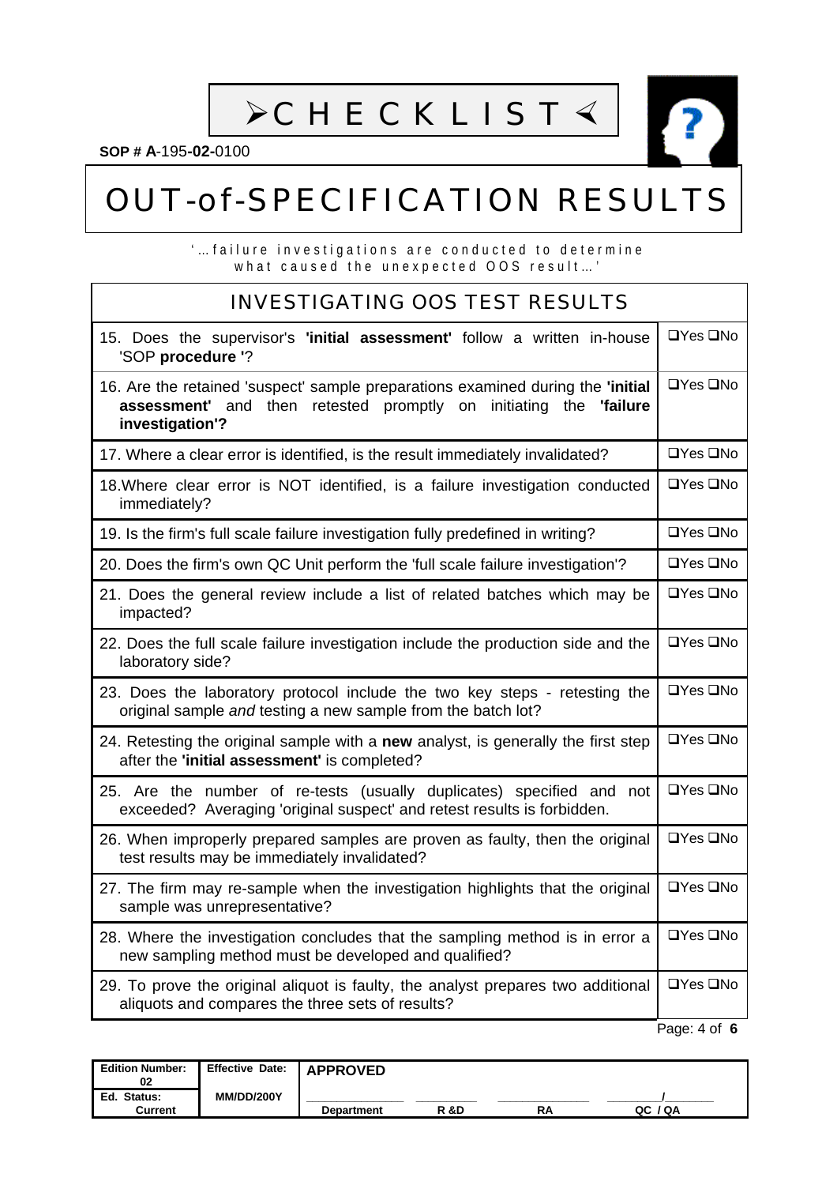# ➢C H E C K L I S T ➣

**SOP # A**-195-**02**-0100

# OUT-of-SPECIFICATION RESULTS

'…failure investigations are conducted to determine what caused the unexpected OOS result…'

| INVESTIGATING OOS TEST RESULTS | |
|---|---|
| 15. Does the supervisor's **'initial assessment'** follow a written in-house 'SOP **procedure** '? | ❑Yes ❑No |
| 16. Are the retained 'suspect' sample preparations examined during the **'initial assessment'** and then retested promptly on initiating the **'failure investigation'?** | ❑Yes ❑No |
| 17. Where a clear error is identified, is the result immediately invalidated? | ❑Yes ❑No |
| 18.Where clear error is NOT identified, is a failure investigation conducted immediately? | ❑Yes ❑No |
| 19. Is the firm's full scale failure investigation fully predefined in writing? | ❑Yes ❑No |
| 20. Does the firm's own QC Unit perform the 'full scale failure investigation'? | ❑Yes ❑No |
| 21. Does the general review include a list of related batches which may be impacted? | ❑Yes ❑No |
| 22. Does the full scale failure investigation include the production side and the laboratory side? | ❑Yes ❑No |
| 23. Does the laboratory protocol include the two key steps - retesting the original sample *and* testing a new sample from the batch lot? | ❑Yes ❑No |
| 24. Retesting the original sample with a **new** analyst, is generally the first step after the **'initial assessment'** is completed? | ❑Yes ❑No |
| 25. Are the number of re-tests (usually duplicates) specified and not exceeded? Averaging 'original suspect' and retest results is forbidden. | ❑Yes ❑No |
| 26. When improperly prepared samples are proven as faulty, then the original test results may be immediately invalidated? | ❑Yes ❑No |
| 27. The firm may re-sample when the investigation highlights that the original sample was unrepresentative? | ❑Yes ❑No |
| 28. Where the investigation concludes that the sampling method is in error a new sampling method must be developed and qualified? | ❑Yes ❑No |
| 29. To prove the original aliquot is faulty, the analyst prepares two additional aliquots and compares the three sets of results? | ❑Yes ❑No |

| Edition Number: 02 | Effective Date: | APPROVED | | | |
|---|---|---|---|---|---|
| Ed. Status: Current | MM/DD/200Y | Department | R &D | RA | QC / QA |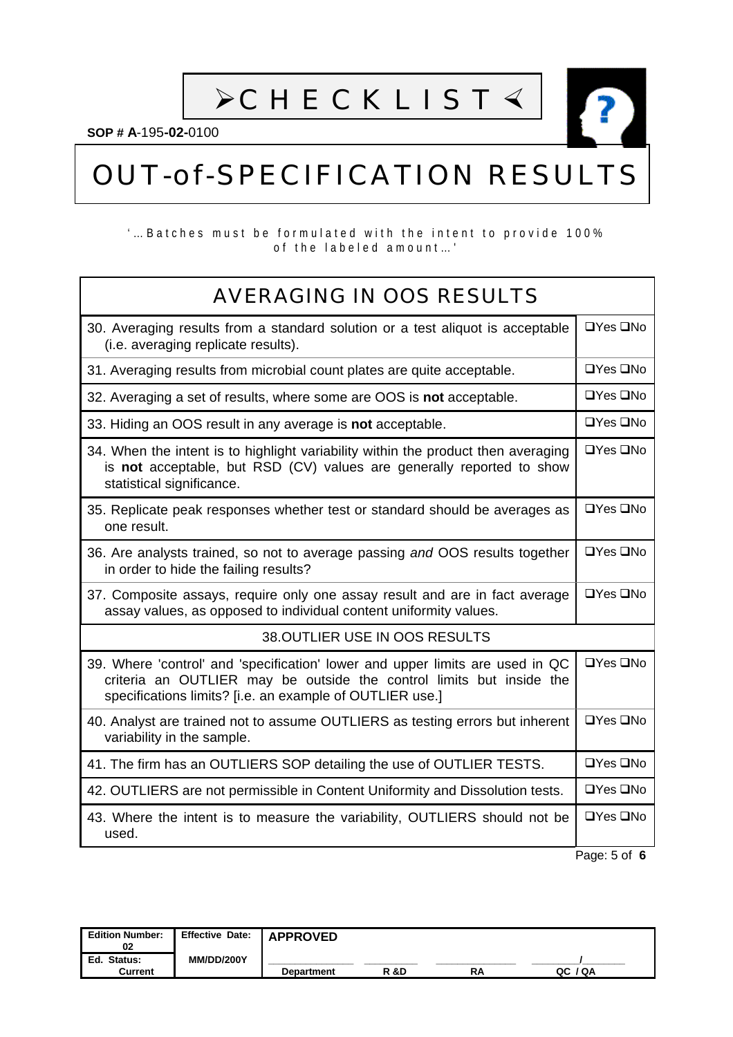# ➢CHECKLIST∢

**SOP # A**-195-**02**-0100

# OUT-of-SPECIFICATION RESULTS

'…Batches must be formulated with the intent to provide 100% of the labeled amount…'

| AVERAGING IN OOS RESULTS | |
|---|---|
| 30. Averaging results from a standard solution or a test aliquot is acceptable (i.e. averaging replicate results). | ❑Yes ❑No |
| 31. Averaging results from microbial count plates are quite acceptable. | ❑Yes ❑No |
| 32. Averaging a set of results, where some are OOS is **not** acceptable. | ❑Yes ❑No |
| 33. Hiding an OOS result in any average is **not** acceptable. | ❑Yes ❑No |
| 34. When the intent is to highlight variability within the product then averaging is **not** acceptable, but RSD (CV) values are generally reported to show statistical significance. | ❑Yes ❑No |
| 35. Replicate peak responses whether test or standard should be averages as one result. | ❑Yes ❑No |
| 36. Are analysts trained, so not to average passing *and* OOS results together in order to hide the failing results? | ❑Yes ❑No |
| 37. Composite assays, require only one assay result and are in fact average assay values, as opposed to individual content uniformity values. | ❑Yes ❑No |
| 38.OUTLIER USE IN OOS RESULTS | |
| 39. Where 'control' and 'specification' lower and upper limits are used in QC criteria an OUTLIER may be outside the control limits but inside the specifications limits? [i.e. an example of OUTLIER use.] | ❑Yes ❑No |
| 40. Analyst are trained not to assume OUTLIERS as testing errors but inherent variability in the sample. | ❑Yes ❑No |
| 41. The firm has an OUTLIERS SOP detailing the use of OUTLIER TESTS. | ❑Yes ❑No |
| 42. OUTLIERS are not permissible in Content Uniformity and Dissolution tests. | ❑Yes ❑No |
| 43. Where the intent is to measure the variability, OUTLIERS should not be used. | ❑Yes ❑No |

| Edition Number: 02 | Effective Date: | APPROVED | | | |
|---|---|---|---|---|---|
| Ed. Status: Current | MM/DD/200Y | Department | R &D | RA | QC / QA |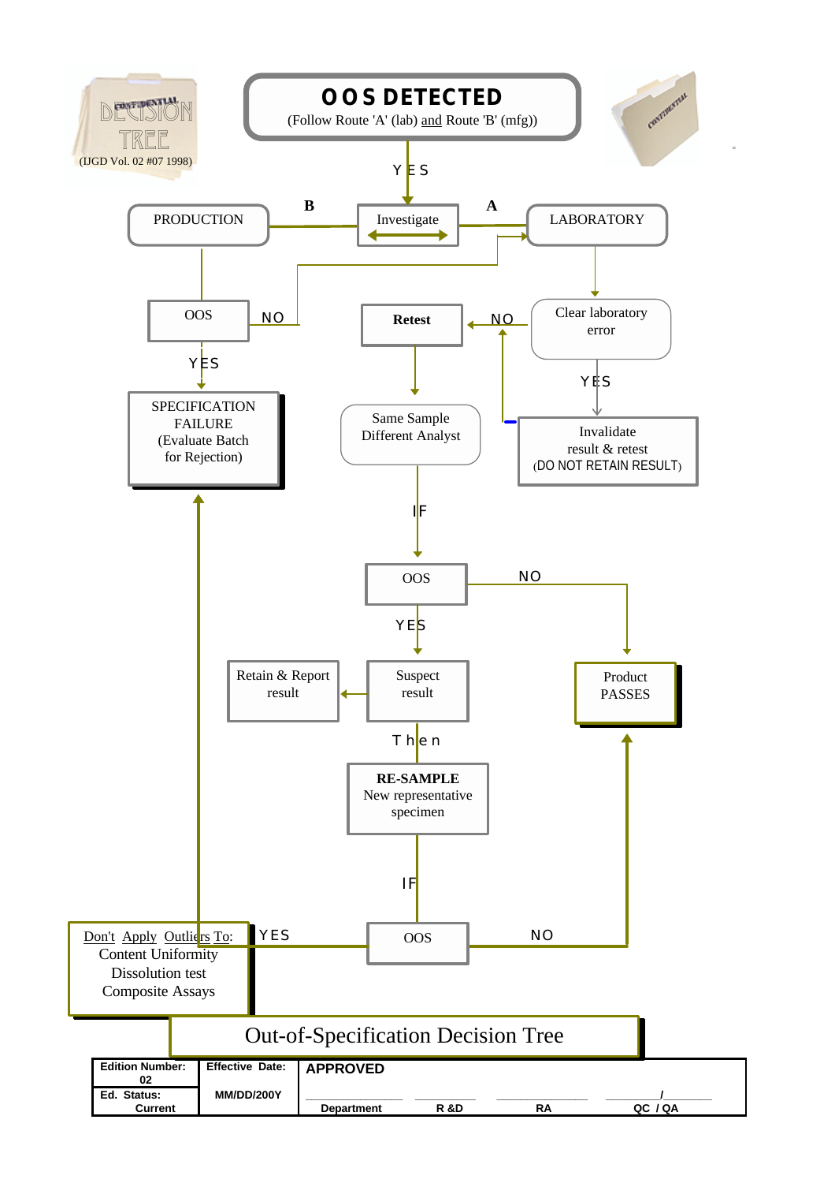DECISION TREE
(IJGD Vol. 02 #07 1998)

**OOS DETECTED**
(Follow Route 'A' (lab) and Route 'B' (mfg))

YES

Investigate

B

PRODUCTION

A

LABORATORY

OOS

NO

YES

SPECIFICATION FAILURE
(Evaluate Batch for Rejection)

Clear laboratory error

NO

**Retest**

YES

Invalidate result & retest
(DO NOT RETAIN RESULT)

Same Sample Different Analyst

IF

OOS

NO

YES

Product PASSES

Suspect result

Retain & Report result

Then

**RE-SAMPLE**
New representative specimen

IF

OOS

YES

NO

Don't Apply Outliers To:
Content Uniformity
Dissolution test
Composite Assays

Out-of-Specification Decision Tree

| | | | | | |
|---|---|---|---|---|---|
| **Edition Number:** 02 | **Effective Date:** | **APPROVED** | | | |
| **Ed. Status:** Current | **MM/DD/200Y** | **Department** | **R &D** | **RA** | **QC / QA** |